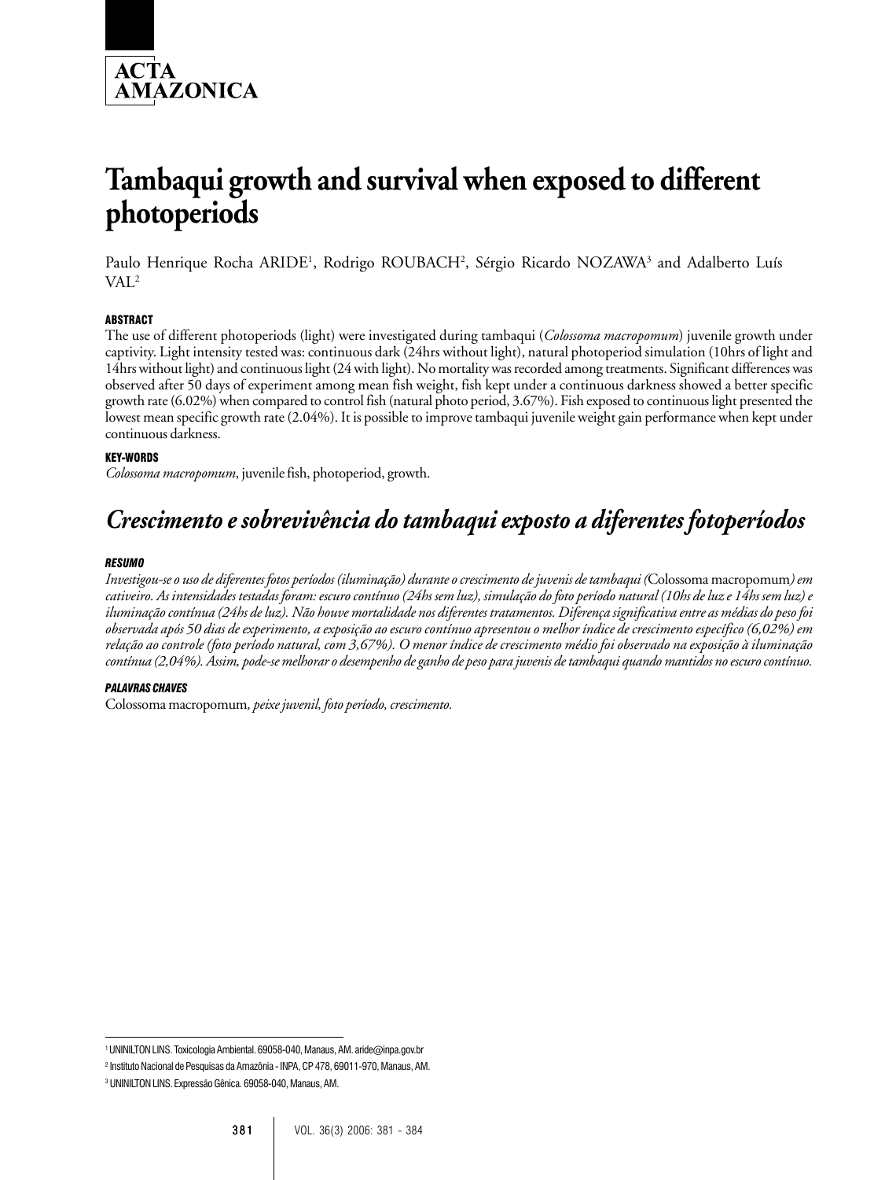ACTA AMAZONICA

# Tambaqui growth and survival when exposed to different photoperiods

Paulo Henrique Rocha ARIDE[1], Rodrigo ROUBACH[2], Sérgio Ricardo NOZAWA[3] and Adalberto Luís VAL[2]

### ABSTRACT

The use of different photoperiods (light) were investigated during tambaqui (*Colossoma macropomum*) juvenile growth under captivity. Light intensity tested was: continuous dark (24hrs without light), natural photoperiod simulation (10hrs of light and 14hrs without light) and continuous light (24 with light). No mortality was recorded among treatments. Significant differences was observed after 50 days of experiment among mean fish weight, fish kept under a continuous darkness showed a better specific growth rate (6.02%) when compared to control fish (natural photo period, 3.67%). Fish exposed to continuous light presented the lowest mean specific growth rate (2.04%). It is possible to improve tambaqui juvenile weight gain performance when kept under continuous darkness.

### KEY-WORDS

*Colossoma macropomum*, juvenile fish, photoperiod, growth.

## *Crescimento e sobrevivência do tambaqui exposto a diferentes fotoperíodos*

### *RESUMO*

*Investigou-se o uso de diferentes fotos períodos (iluminação) durante o crescimento de juvenis de tambaqui (*Colossoma macropomum*) em cativeiro. As intensidades testadas foram: escuro contínuo (24hs sem luz), simulação do foto período natural (10hs de luz e 14hs sem luz) e iluminação contínua (24hs de luz). Não houve mortalidade nos diferentes tratamentos. Diferença significativa entre as médias do peso foi observada após 50 dias de experimento, a exposição ao escuro contínuo apresentou o melhor índice de crescimento específico (6,02%) em relação ao controle (foto período natural, com 3,67%). O menor índice de crescimento médio foi observado na exposição à iluminação contínua (2,04%). Assim, pode-se melhorar o desempenho de ganho de peso para juvenis de tambaqui quando mantidos no escuro contínuo.*

### *PALAVRAS CHAVES*

Colossoma macropomum*, peixe juvenil, foto período, crescimento.*

---

[1] UNINILTON LINS. Toxicologia Ambiental. 69058-040, Manaus, AM. aride@inpa.gov.br

[2] Instituto Nacional de Pesquisas da Amazônia - INPA, CP 478, 69011-970, Manaus, AM.

[3] UNINILTON LINS. Expressão Gênica. 69058-040, Manaus, AM.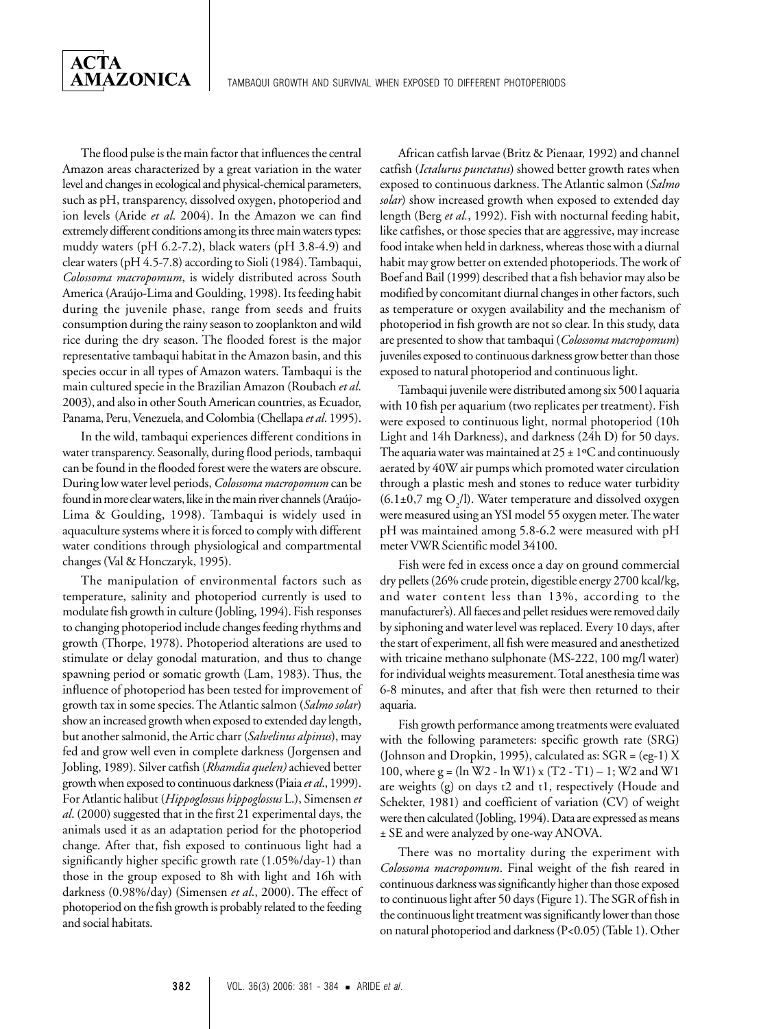The flood pulse is the main factor that influences the central Amazon areas characterized by a great variation in the water level and changes in ecological and physical-chemical parameters, such as pH, transparency, dissolved oxygen, photoperiod and ion levels (Aride *et al.* 2004). In the Amazon we can find extremely different conditions among its three main waters types: muddy waters (pH 6.2-7.2), black waters (pH 3.8-4.9) and clear waters (pH 4.5-7.8) according to Sioli (1984). Tambaqui, *Colossoma macropomum*, is widely distributed across South America (Araújo-Lima and Goulding, 1998). Its feeding habit during the juvenile phase, range from seeds and fruits consumption during the rainy season to zooplankton and wild rice during the dry season. The flooded forest is the major representative tambaqui habitat in the Amazon basin, and this species occur in all types of Amazon waters. Tambaqui is the main cultured specie in the Brazilian Amazon (Roubach *et al.* 2003), and also in other South American countries, as Ecuador, Panama, Peru, Venezuela, and Colombia (Chellapa *et al.* 1995).

In the wild, tambaqui experiences different conditions in water transparency. Seasonally, during flood periods, tambaqui can be found in the flooded forest were the waters are obscure. During low water level periods, *Colossoma macropomum* can be found in more clear waters, like in the main river channels (Araújo-Lima & Goulding, 1998). Tambaqui is widely used in aquaculture systems where it is forced to comply with different water conditions through physiological and compartmental changes (Val & Honczaryk, 1995).

The manipulation of environmental factors such as temperature, salinity and photoperiod currently is used to modulate fish growth in culture (Jobling, 1994). Fish responses to changing photoperiod include changes feeding rhythms and growth (Thorpe, 1978). Photoperiod alterations are used to stimulate or delay gonodal maturation, and thus to change spawning period or somatic growth (Lam, 1983). Thus, the influence of photoperiod has been tested for improvement of growth tax in some species. The Atlantic salmon (*Salmo solar*) show an increased growth when exposed to extended day length, but another salmonid, the Artic charr (*Salvelinus alpinus*), may fed and grow well even in complete darkness (Jorgensen and Jobling, 1989). Silver catfish (*Rhamdia quelen)* achieved better growth when exposed to continuous darkness (Piaia *et al.*, 1999). For Atlantic halibut (*Hippoglossus hippoglossus* L.), Simensen *et al*. (2000) suggested that in the first 21 experimental days, the animals used it as an adaptation period for the photoperiod change. After that, fish exposed to continuous light had a significantly higher specific growth rate (1.05%/day-1) than those in the group exposed to 8h with light and 16h with darkness (0.98%/day) (Simensen *et al.*, 2000). The effect of photoperiod on the fish growth is probably related to the feeding and social habitats.

African catfish larvae (Britz & Pienaar, 1992) and channel catfish (*Ictalurus punctatus*) showed better growth rates when exposed to continuous darkness. The Atlantic salmon (*Salmo solar*) show increased growth when exposed to extended day length (Berg *et al.*, 1992). Fish with nocturnal feeding habit, like catfishes, or those species that are aggressive, may increase food intake when held in darkness, whereas those with a diurnal habit may grow better on extended photoperiods. The work of Boef and Bail (1999) described that a fish behavior may also be modified by concomitant diurnal changes in other factors, such as temperature or oxygen availability and the mechanism of photoperiod in fish growth are not so clear. In this study, data are presented to show that tambaqui (*Colossoma macropomum*) juveniles exposed to continuous darkness grow better than those exposed to natural photoperiod and continuous light.

Tambaqui juvenile were distributed among six 500 l aquaria with 10 fish per aquarium (two replicates per treatment). Fish were exposed to continuous light, normal photoperiod (10h Light and 14h Darkness), and darkness (24h D) for 50 days. The aquaria water was maintained at 25 ± 1ºC and continuously aerated by 40W air pumps which promoted water circulation through a plastic mesh and stones to reduce water turbidity (6.1±0,7 mg $O_2$/l). Water temperature and dissolved oxygen were measured using an YSI model 55 oxygen meter. The water pH was maintained among 5.8-6.2 were measured with pH meter VWR Scientific model 34100.

Fish were fed in excess once a day on ground commercial dry pellets (26% crude protein, digestible energy 2700 kcal/kg, and water content less than 13%, according to the manufacturer's). All faeces and pellet residues were removed daily by siphoning and water level was replaced. Every 10 days, after the start of experiment, all fish were measured and anesthetized with tricaine methano sulphonate (MS-222, 100 mg/l water) for individual weights measurement. Total anesthesia time was 6-8 minutes, and after that fish were then returned to their aquaria.

Fish growth performance among treatments were evaluated with the following parameters: specific growth rate (SRG) (Johnson and Dropkin, 1995), calculated as: SGR = (eg-1) X 100, where g = (ln W2 - ln W1) x (T2 - T1) – 1; W2 and W1 are weights (g) on days t2 and t1, respectively (Houde and Schekter, 1981) and coefficient of variation (CV) of weight were then calculated (Jobling, 1994). Data are expressed as means ± SE and were analyzed by one-way ANOVA.

There was no mortality during the experiment with *Colossoma macropomum*. Final weight of the fish reared in continuous darkness was significantly higher than those exposed to continuous light after 50 days (Figure 1). The SGR of fish in the continuous light treatment was significantly lower than those on natural photoperiod and darkness (P<0.05) (Table 1). Other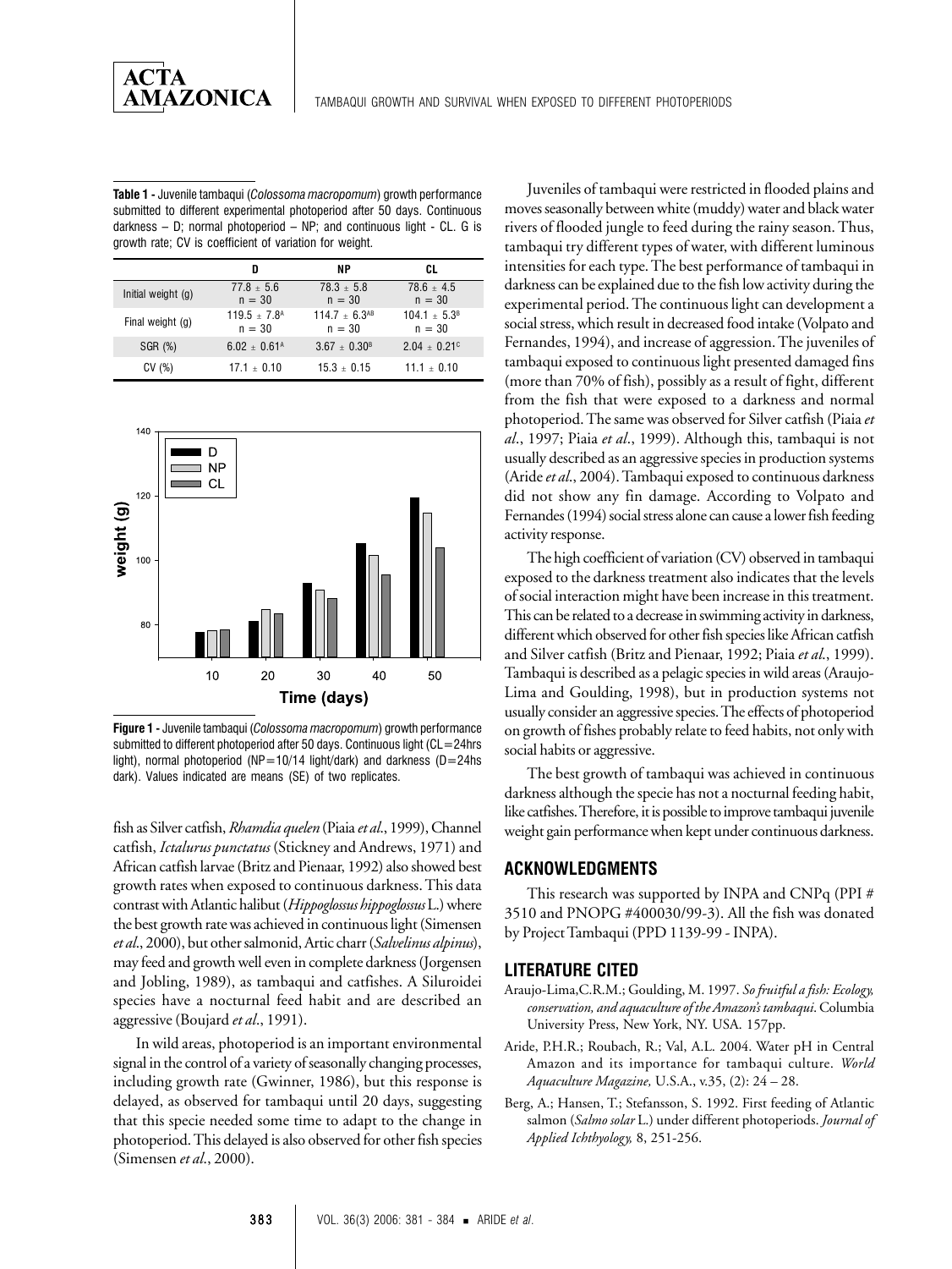**Table 1 -** Juvenile tambaqui (*Colossoma macropomum*) growth performance submitted to different experimental photoperiod after 50 days. Continuous darkness – D; normal photoperiod – NP; and continuous light - CL. G is growth rate; CV is coefficient of variation for weight.

| | D | NP | CL |
|---|---|---|---|
| Initial weight (g) | 77.8 ± 5.6 n = 30 | 78.3 ± 5.8 n = 30 | 78.6 ± 4.5 n = 30 |
| Final weight (g) | 119.5 ± 7.8$^{A}$ n = 30 | 114.7 ± 6.3$^{AB}$ n = 30 | 104.1 ± 5.3$^{B}$ n = 30 |
| SGR (%) | 6.02 ± 0.61$^{A}$ | 3.67 ± 0.30$^{B}$ | 2.04 ± 0.21$^{C}$ |
| CV (%) | 17.1 ± 0.10 | 15.3 ± 0.15 | 11.1 ± 0.10 |

**Figure 1 -** Juvenile tambaqui (*Colossoma macropomum*) growth performance submitted to different photoperiod after 50 days. Continuous light (CL=24hrs light), normal photoperiod (NP=10/14 light/dark) and darkness (D=24hs dark). Values indicated are means (SE) of two replicates.

fish as Silver catfish, *Rhamdia quelen* (Piaia *et al*., 1999), Channel catfish, *Ictalurus punctatus* (Stickney and Andrews, 1971) and African catfish larvae (Britz and Pienaar, 1992) also showed best growth rates when exposed to continuous darkness. This data contrast with Atlantic halibut (*Hippoglossus hippoglossus* L.) where the best growth rate was achieved in continuous light (Simensen *et al*., 2000), but other salmonid, Artic charr (*Salvelinus alpinus*), may feed and growth well even in complete darkness (Jorgensen and Jobling, 1989), as tambaqui and catfishes. A Siluroidei species have a nocturnal feed habit and are described an aggressive (Boujard *et al*., 1991).

In wild areas, photoperiod is an important environmental signal in the control of a variety of seasonally changing processes, including growth rate (Gwinner, 1986), but this response is delayed, as observed for tambaqui until 20 days, suggesting that this specie needed some time to adapt to the change in photoperiod. This delayed is also observed for other fish species (Simensen *et al*., 2000).

Juveniles of tambaqui were restricted in flooded plains and moves seasonally between white (muddy) water and black water rivers of flooded jungle to feed during the rainy season. Thus, tambaqui try different types of water, with different luminous intensities for each type. The best performance of tambaqui in darkness can be explained due to the fish low activity during the experimental period. The continuous light can development a social stress, which result in decreased food intake (Volpato and Fernandes, 1994), and increase of aggression. The juveniles of tambaqui exposed to continuous light presented damaged fins (more than 70% of fish), possibly as a result of fight, different from the fish that were exposed to a darkness and normal photoperiod. The same was observed for Silver catfish (Piaia *et al*., 1997; Piaia *et al*., 1999). Although this, tambaqui is not usually described as an aggressive species in production systems (Aride *et al*., 2004). Tambaqui exposed to continuous darkness did not show any fin damage. According to Volpato and Fernandes (1994) social stress alone can cause a lower fish feeding activity response.

The high coefficient of variation (CV) observed in tambaqui exposed to the darkness treatment also indicates that the levels of social interaction might have been increase in this treatment. This can be related to a decrease in swimming activity in darkness, different which observed for other fish species like African catfish and Silver catfish (Britz and Pienaar, 1992; Piaia *et al*., 1999). Tambaqui is described as a pelagic species in wild areas (Araujo-Lima and Goulding, 1998), but in production systems not usually consider an aggressive species. The effects of photoperiod on growth of fishes probably relate to feed habits, not only with social habits or aggressive.

The best growth of tambaqui was achieved in continuous darkness although the specie has not a nocturnal feeding habit, like catfishes. Therefore, it is possible to improve tambaqui juvenile weight gain performance when kept under continuous darkness.

## ACKNOWLEDGMENTS

This research was supported by INPA and CNPq (PPI # 3510 and PNOPG #400030/99-3). All the fish was donated by Project Tambaqui (PPD 1139-99 - INPA).

## LITERATURE CITED

Araujo-Lima,C.R.M.; Goulding, M. 1997. *So fruitful a fish: Ecology, conservation, and aquaculture of the Amazon's tambaqui*. Columbia University Press, New York, NY. USA. 157pp.

Aride, P.H.R.; Roubach, R.; Val, A.L. 2004. Water pH in Central Amazon and its importance for tambaqui culture. *World Aquaculture Magazine,* U.S.A., v.35, (2): 24 – 28.

Berg, A.; Hansen, T.; Stefansson, S. 1992. First feeding of Atlantic salmon (*Salmo solar* L.) under different photoperiods. *Journal of Applied Ichthyology,* 8, 251-256.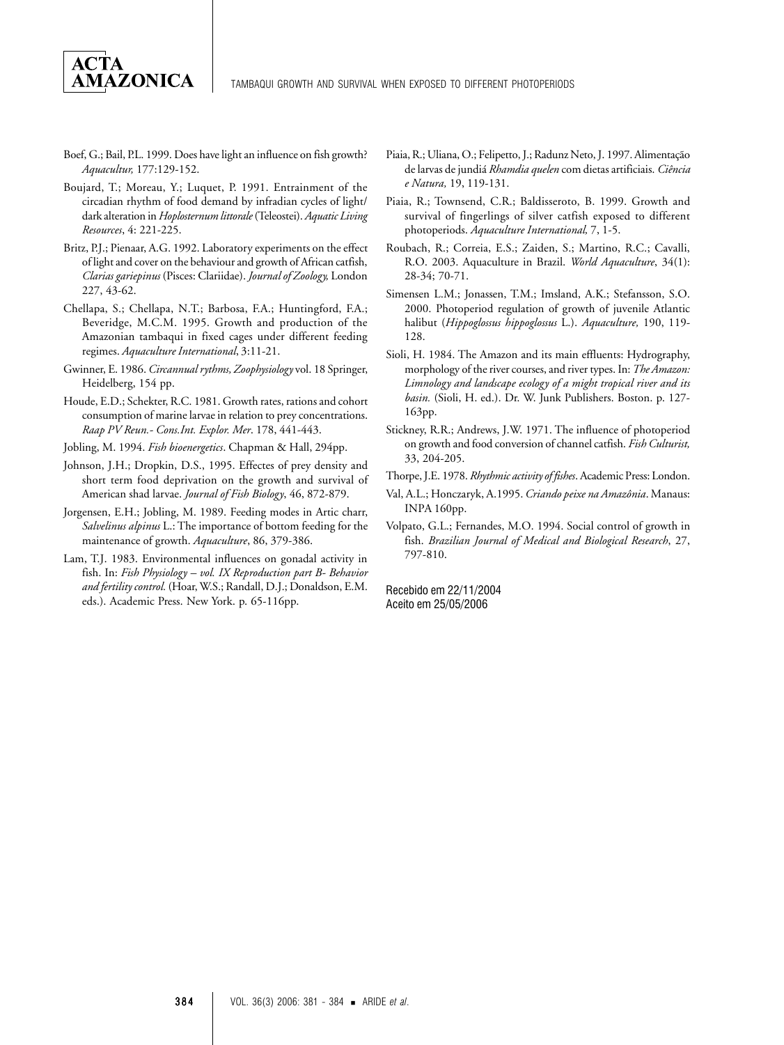Boef, G.; Bail, P.L. 1999. Does have light an influence on fish growth? *Aquacultur,* 177:129-152.

Boujard, T.; Moreau, Y.; Luquet, P. 1991. Entrainment of the circadian rhythm of food demand by infradian cycles of light/dark alteration in *Hoplosternum littorale* (Teleostei). *Aquatic Living Resources*, 4: 221-225.

Britz, P.J.; Pienaar, A.G. 1992. Laboratory experiments on the effect of light and cover on the behaviour and growth of African catfish, *Clarias gariepinus* (Pisces: Clariidae). *Journal of Zoology,* London 227, 43-62.

Chellapa, S.; Chellapa, N.T.; Barbosa, F.A.; Huntingford, F.A.; Beveridge, M.C.M. 1995. Growth and production of the Amazonian tambaqui in fixed cages under different feeding regimes. *Aquaculture International*, 3:11-21.

Gwinner, E. 1986. *Circannual rythms, Zoophysiology* vol. 18 Springer, Heidelberg, 154 pp.

Houde, E.D.; Schekter, R.C. 1981. Growth rates, rations and cohort consumption of marine larvae in relation to prey concentrations. *Raap PV Reun.- Cons.Int. Explor. Mer*. 178, 441-443.

Jobling, M. 1994. *Fish bioenergetics*. Chapman & Hall, 294pp.

Johnson, J.H.; Dropkin, D.S., 1995. Effectes of prey density and short term food deprivation on the growth and survival of American shad larvae. *Journal of Fish Biology*, 46, 872-879.

Jorgensen, E.H.; Jobling, M. 1989. Feeding modes in Artic charr, *Salvelinus alpinus* L.: The importance of bottom feeding for the maintenance of growth. *Aquaculture*, 86, 379-386.

Lam, T.J. 1983. Environmental influences on gonadal activity in fish. In: *Fish Physiology – vol. IX Reproduction part B- Behavior and fertility control.* (Hoar, W.S.; Randall, D.J.; Donaldson, E.M. eds.). Academic Press. New York. p. 65-116pp.

Piaia, R.; Uliana, O.; Felipetto, J.; Radunz Neto, J. 1997. Alimentação de larvas de jundiá *Rhamdia quelen* com dietas artificiais. *Ciência e Natura,* 19, 119-131.

Piaia, R.; Townsend, C.R.; Baldisseroto, B. 1999. Growth and survival of fingerlings of silver catfish exposed to different photoperiods. *Aquaculture International,* 7, 1-5.

Roubach, R.; Correia, E.S.; Zaiden, S.; Martino, R.C.; Cavalli, R.O. 2003. Aquaculture in Brazil. *World Aquaculture*, 34(1): 28-34; 70-71.

Simensen L.M.; Jonassen, T.M.; Imsland, A.K.; Stefansson, S.O. 2000. Photoperiod regulation of growth of juvenile Atlantic halibut (*Hippoglossus hippoglossus* L.). *Aquaculture,* 190, 119-128.

Sioli, H. 1984. The Amazon and its main effluents: Hydrography, morphology of the river courses, and river types. In: *The Amazon: Limnology and landscape ecology of a might tropical river and its basin.* (Sioli, H. ed.). Dr. W. Junk Publishers. Boston. p. 127-163pp.

Stickney, R.R.; Andrews, J.W. 1971. The influence of photoperiod on growth and food conversion of channel catfish. *Fish Culturist,* 33, 204-205.

Thorpe, J.E. 1978. *Rhythmic activity of fishes*. Academic Press: London.

Val, A.L.; Honczaryk, A.1995. *Criando peixe na Amazônia*. Manaus: INPA 160pp.

Volpato, G.L.; Fernandes, M.O. 1994. Social control of growth in fish. *Brazilian Journal of Medical and Biological Research*, 27, 797-810.

Recebido em 22/11/2004
Aceito em 25/05/2006